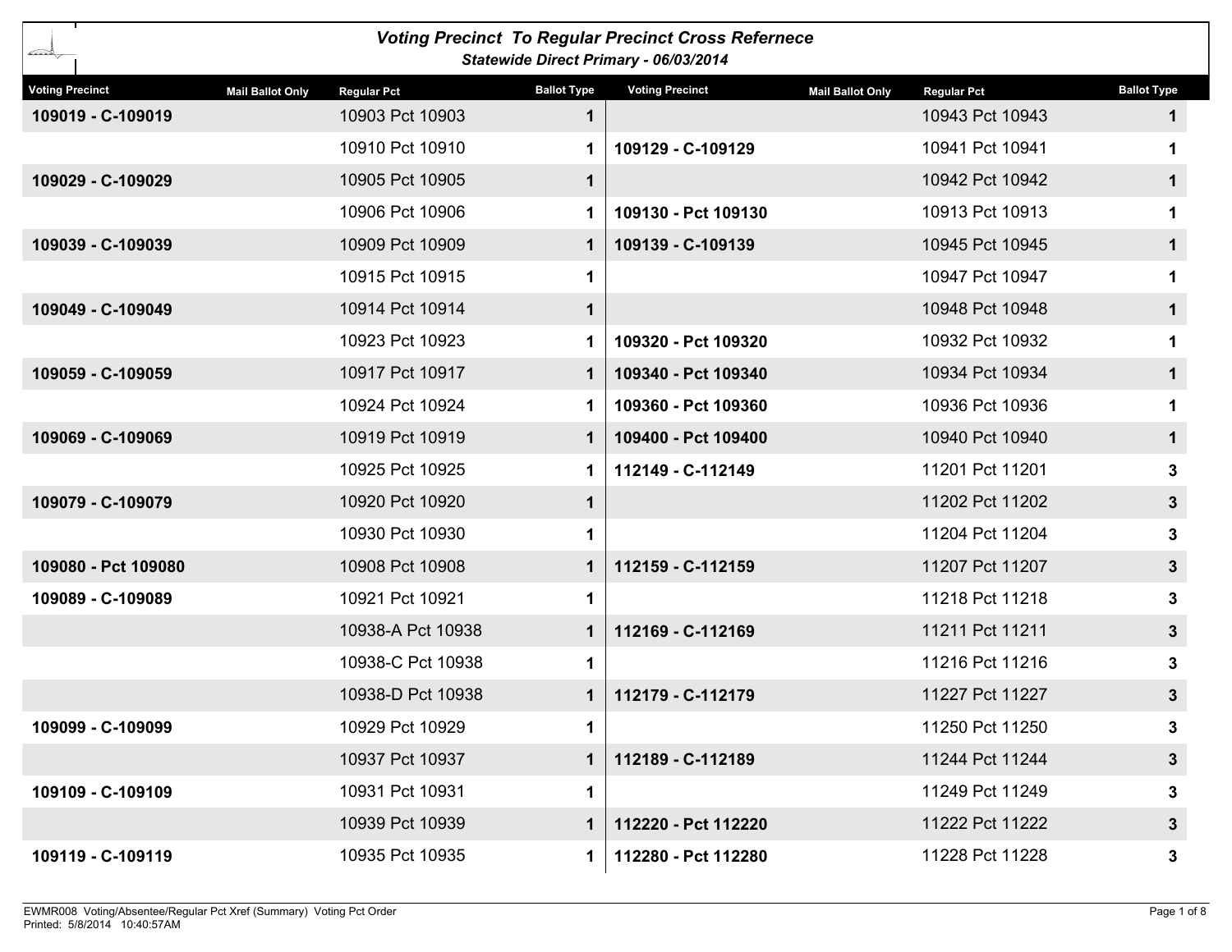# Voting Precinct To Regular Precinct Cross Refernece

### Statewide Direct Primary - 06/03/2014

| Voting Precinct | Mail Ballot Only | Regular Pct | Ballot Type |
|---|---|---|---|
| 109019 - C-109019 | | 10903 Pct 10903 | 1 |
| | | 10910 Pct 10910 | 1 |
| 109029 - C-109029 | | 10905 Pct 10905 | 1 |
| | | 10906 Pct 10906 | 1 |
| 109039 - C-109039 | | 10909 Pct 10909 | 1 |
| | | 10915 Pct 10915 | 1 |
| 109049 - C-109049 | | 10914 Pct 10914 | 1 |
| | | 10923 Pct 10923 | 1 |
| 109059 - C-109059 | | 10917 Pct 10917 | 1 |
| | | 10924 Pct 10924 | 1 |
| 109069 - C-109069 | | 10919 Pct 10919 | 1 |
| | | 10925 Pct 10925 | 1 |
| 109079 - C-109079 | | 10920 Pct 10920 | 1 |
| | | 10930 Pct 10930 | 1 |
| 109080 - Pct 109080 | | 10908 Pct 10908 | 1 |
| 109089 - C-109089 | | 10921 Pct 10921 | 1 |
| | | 10938-A Pct 10938 | 1 |
| | | 10938-C Pct 10938 | 1 |
| | | 10938-D Pct 10938 | 1 |
| 109099 - C-109099 | | 10929 Pct 10929 | 1 |
| | | 10937 Pct 10937 | 1 |
| 109109 - C-109109 | | 10931 Pct 10931 | 1 |
| | | 10939 Pct 10939 | 1 |
| 109119 - C-109119 | | 10935 Pct 10935 | 1 |
| | | 10943 Pct 10943 | 1 |
| 109129 - C-109129 | | 10941 Pct 10941 | 1 |
| | | 10942 Pct 10942 | 1 |
| 109130 - Pct 109130 | | 10913 Pct 10913 | 1 |
| 109139 - C-109139 | | 10945 Pct 10945 | 1 |
| | | 10947 Pct 10947 | 1 |
| | | 10948 Pct 10948 | 1 |
| 109320 - Pct 109320 | | 10932 Pct 10932 | 1 |
| 109340 - Pct 109340 | | 10934 Pct 10934 | 1 |
| 109360 - Pct 109360 | | 10936 Pct 10936 | 1 |
| 109400 - Pct 109400 | | 10940 Pct 10940 | 1 |
| 112149 - C-112149 | | 11201 Pct 11201 | 3 |
| | | 11202 Pct 11202 | 3 |
| | | 11204 Pct 11204 | 3 |
| 112159 - C-112159 | | 11207 Pct 11207 | 3 |
| | | 11218 Pct 11218 | 3 |
| 112169 - C-112169 | | 11211 Pct 11211 | 3 |
| | | 11216 Pct 11216 | 3 |
| 112179 - C-112179 | | 11227 Pct 11227 | 3 |
| | | 11250 Pct 11250 | 3 |
| 112189 - C-112189 | | 11244 Pct 11244 | 3 |
| | | 11249 Pct 11249 | 3 |
| 112220 - Pct 112220 | | 11222 Pct 11222 | 3 |
| 112280 - Pct 112280 | | 11228 Pct 11228 | 3 |

EWMR008 Voting/Absentee/Regular Pct Xref (Summary) Voting Pct Order
Printed: 5/8/2014 10:40:57AM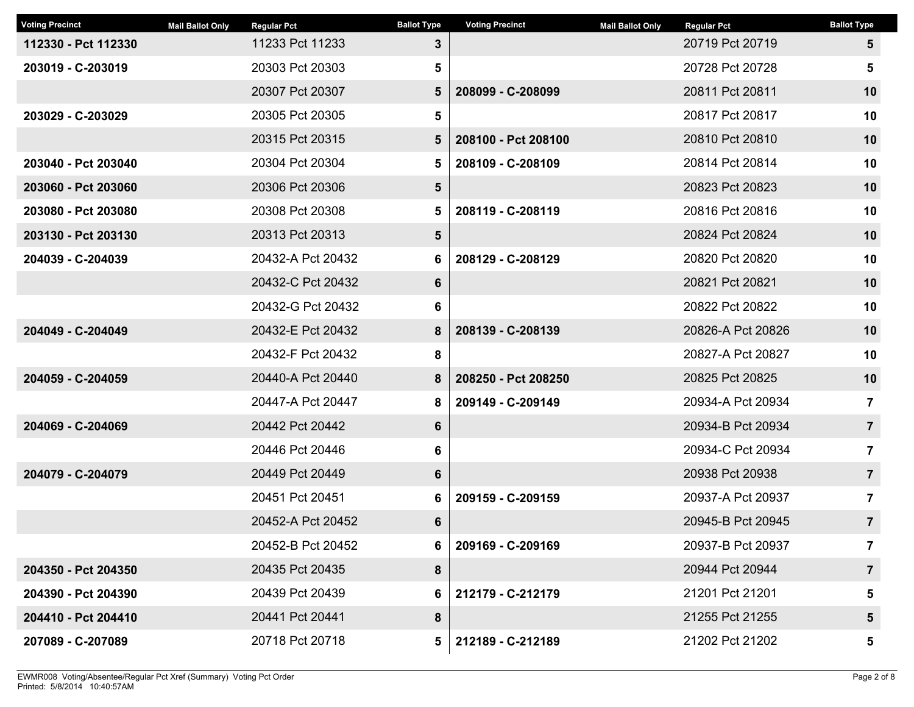| Voting Precinct | Mail Ballot Only | Regular Pct | Ballot Type |
|---|---|---|---|
| **112330 - Pct 112330** | | 11233 Pct 11233 | **3** |
| **203019 - C-203019** | | 20303 Pct 20303 | **5** |
| | | 20307 Pct 20307 | **5** |
| **203029 - C-203029** | | 20305 Pct 20305 | **5** |
| | | 20315 Pct 20315 | **5** |
| **203040 - Pct 203040** | | 20304 Pct 20304 | **5** |
| **203060 - Pct 203060** | | 20306 Pct 20306 | **5** |
| **203080 - Pct 203080** | | 20308 Pct 20308 | **5** |
| **203130 - Pct 203130** | | 20313 Pct 20313 | **5** |
| **204039 - C-204039** | | 20432-A Pct 20432 | **6** |
| | | 20432-C Pct 20432 | **6** |
| | | 20432-G Pct 20432 | **6** |
| **204049 - C-204049** | | 20432-E Pct 20432 | **8** |
| | | 20432-F Pct 20432 | **8** |
| **204059 - C-204059** | | 20440-A Pct 20440 | **8** |
| | | 20447-A Pct 20447 | **8** |
| **204069 - C-204069** | | 20442 Pct 20442 | **6** |
| | | 20446 Pct 20446 | **6** |
| **204079 - C-204079** | | 20449 Pct 20449 | **6** |
| | | 20451 Pct 20451 | **6** |
| | | 20452-A Pct 20452 | **6** |
| | | 20452-B Pct 20452 | **6** |
| **204350 - Pct 204350** | | 20435 Pct 20435 | **8** |
| **204390 - Pct 204390** | | 20439 Pct 20439 | **6** |
| **204410 - Pct 204410** | | 20441 Pct 20441 | **8** |
| **207089 - C-207089** | | 20718 Pct 20718 | **5** |
| | | 20719 Pct 20719 | **5** |
| | | 20728 Pct 20728 | **5** |
| **208099 - C-208099** | | 20811 Pct 20811 | **10** |
| | | 20817 Pct 20817 | **10** |
| **208100 - Pct 208100** | | 20810 Pct 20810 | **10** |
| **208109 - C-208109** | | 20814 Pct 20814 | **10** |
| | | 20823 Pct 20823 | **10** |
| **208119 - C-208119** | | 20816 Pct 20816 | **10** |
| | | 20824 Pct 20824 | **10** |
| **208129 - C-208129** | | 20820 Pct 20820 | **10** |
| | | 20821 Pct 20821 | **10** |
| | | 20822 Pct 20822 | **10** |
| **208139 - C-208139** | | 20826-A Pct 20826 | **10** |
| | | 20827-A Pct 20827 | **10** |
| **208250 - Pct 208250** | | 20825 Pct 20825 | **10** |
| **209149 - C-209149** | | 20934-A Pct 20934 | **7** |
| | | 20934-B Pct 20934 | **7** |
| | | 20934-C Pct 20934 | **7** |
| | | 20938 Pct 20938 | **7** |
| **209159 - C-209159** | | 20937-A Pct 20937 | **7** |
| | | 20945-B Pct 20945 | **7** |
| **209169 - C-209169** | | 20937-B Pct 20937 | **7** |
| | | 20944 Pct 20944 | **7** |
| **212179 - C-212179** | | 21201 Pct 21201 | **5** |
| | | 21255 Pct 21255 | **5** |
| **212189 - C-212189** | | 21202 Pct 21202 | **5** |

EWMR008 Voting/Absentee/Regular Pct Xref (Summary) Voting Pct Order
Printed: 5/8/2014 10:40:57AM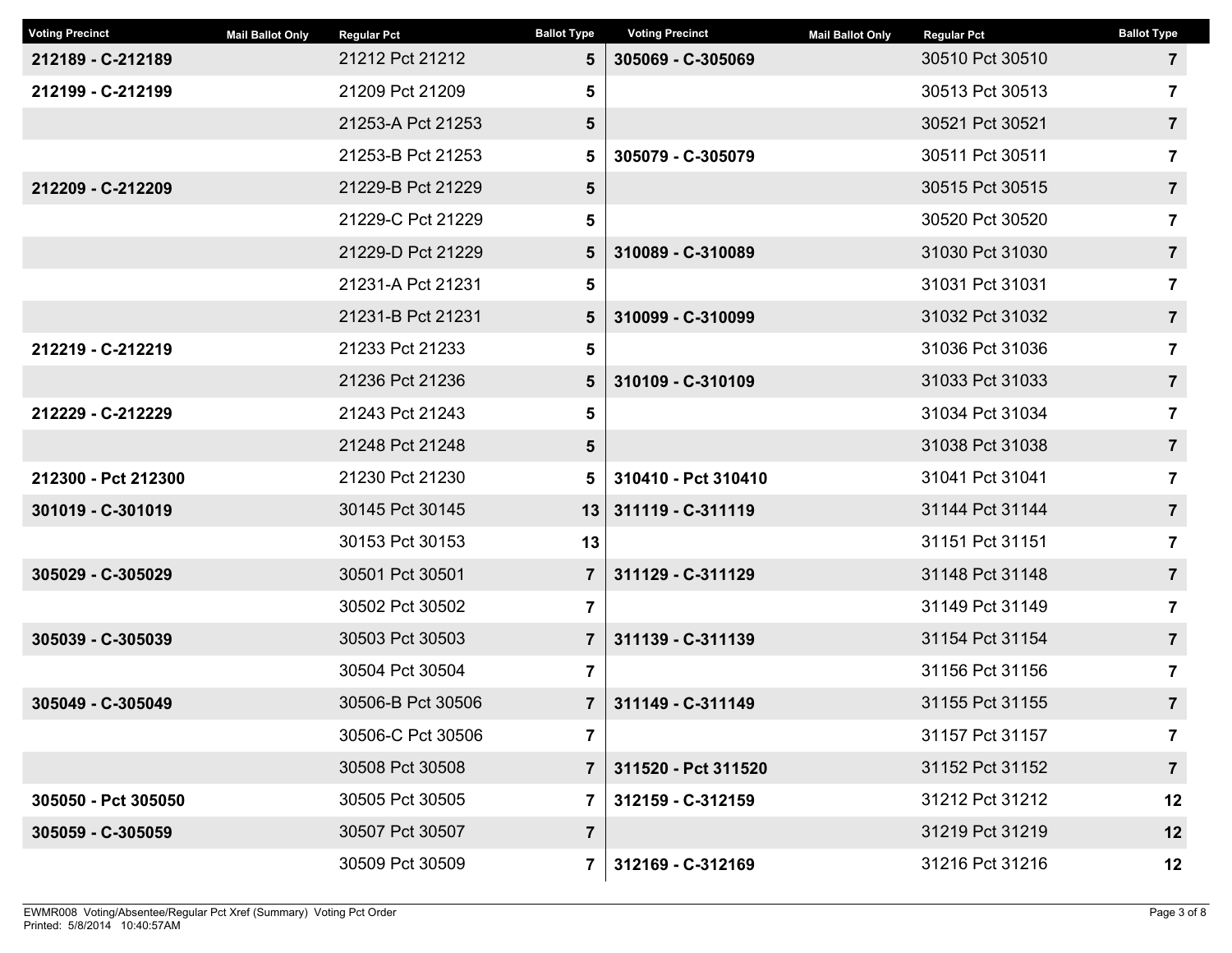| Voting Precinct | Mail Ballot Only | Regular Pct | Ballot Type |
|---|---|---|---|
| **212189 - C-212189** | | 21212 Pct 21212 | **5** |
| **212199 - C-212199** | | 21209 Pct 21209 | **5** |
| | | 21253-A Pct 21253 | **5** |
| | | 21253-B Pct 21253 | **5** |
| **212209 - C-212209** | | 21229-B Pct 21229 | **5** |
| | | 21229-C Pct 21229 | **5** |
| | | 21229-D Pct 21229 | **5** |
| | | 21231-A Pct 21231 | **5** |
| | | 21231-B Pct 21231 | **5** |
| **212219 - C-212219** | | 21233 Pct 21233 | **5** |
| | | 21236 Pct 21236 | **5** |
| **212229 - C-212229** | | 21243 Pct 21243 | **5** |
| | | 21248 Pct 21248 | **5** |
| **212300 - Pct 212300** | | 21230 Pct 21230 | **5** |
| **301019 - C-301019** | | 30145 Pct 30145 | **13** |
| | | 30153 Pct 30153 | **13** |
| **305029 - C-305029** | | 30501 Pct 30501 | **7** |
| | | 30502 Pct 30502 | **7** |
| **305039 - C-305039** | | 30503 Pct 30503 | **7** |
| | | 30504 Pct 30504 | **7** |
| **305049 - C-305049** | | 30506-B Pct 30506 | **7** |
| | | 30506-C Pct 30506 | **7** |
| | | 30508 Pct 30508 | **7** |
| **305050 - Pct 305050** | | 30505 Pct 30505 | **7** |
| **305059 - C-305059** | | 30507 Pct 30507 | **7** |
| | | 30509 Pct 30509 | **7** |
| **305069 - C-305069** | | 30510 Pct 30510 | **7** |
| | | 30513 Pct 30513 | **7** |
| | | 30521 Pct 30521 | **7** |
| **305079 - C-305079** | | 30511 Pct 30511 | **7** |
| | | 30515 Pct 30515 | **7** |
| | | 30520 Pct 30520 | **7** |
| **310089 - C-310089** | | 31030 Pct 31030 | **7** |
| | | 31031 Pct 31031 | **7** |
| **310099 - C-310099** | | 31032 Pct 31032 | **7** |
| | | 31036 Pct 31036 | **7** |
| **310109 - C-310109** | | 31033 Pct 31033 | **7** |
| | | 31034 Pct 31034 | **7** |
| | | 31038 Pct 31038 | **7** |
| **310410 - Pct 310410** | | 31041 Pct 31041 | **7** |
| **311119 - C-311119** | | 31144 Pct 31144 | **7** |
| | | 31151 Pct 31151 | **7** |
| **311129 - C-311129** | | 31148 Pct 31148 | **7** |
| | | 31149 Pct 31149 | **7** |
| **311139 - C-311139** | | 31154 Pct 31154 | **7** |
| | | 31156 Pct 31156 | **7** |
| **311149 - C-311149** | | 31155 Pct 31155 | **7** |
| | | 31157 Pct 31157 | **7** |
| **311520 - Pct 311520** | | 31152 Pct 31152 | **7** |
| **312159 - C-312159** | | 31212 Pct 31212 | **12** |
| | | 31219 Pct 31219 | **12** |
| **312169 - C-312169** | | 31216 Pct 31216 | **12** |

EWMR008 Voting/Absentee/Regular Pct Xref (Summary) Voting Pct Order
Printed: 5/8/2014 10:40:57AM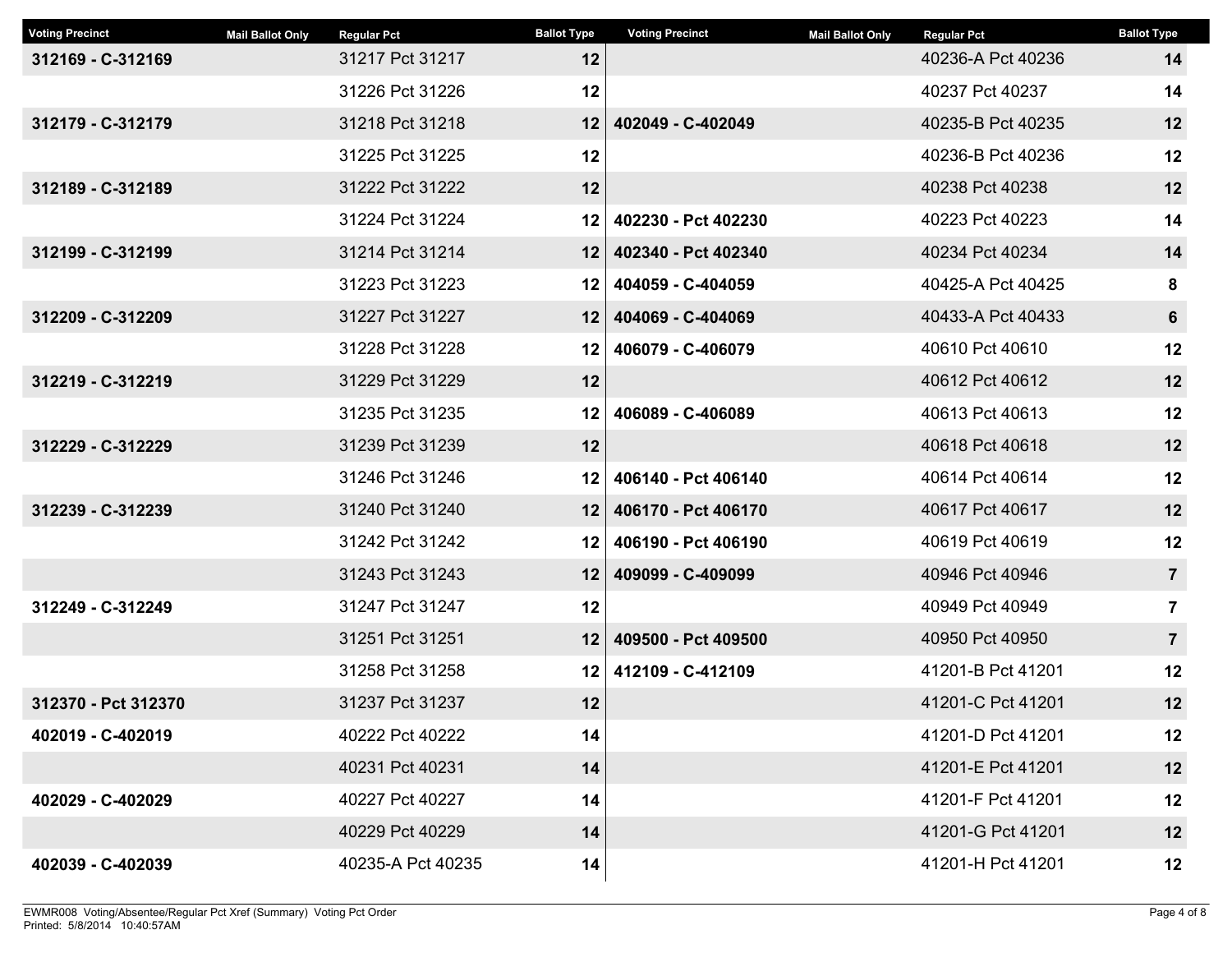| Voting Precinct | Mail Ballot Only | Regular Pct | Ballot Type |
|---|---|---|---|
| **312169 - C-312169** | | 31217 Pct 31217 | **12** |
| | | 31226 Pct 31226 | **12** |
| **312179 - C-312179** | | 31218 Pct 31218 | **12** |
| | | 31225 Pct 31225 | **12** |
| **312189 - C-312189** | | 31222 Pct 31222 | **12** |
| | | 31224 Pct 31224 | **12** |
| **312199 - C-312199** | | 31214 Pct 31214 | **12** |
| | | 31223 Pct 31223 | **12** |
| **312209 - C-312209** | | 31227 Pct 31227 | **12** |
| | | 31228 Pct 31228 | **12** |
| **312219 - C-312219** | | 31229 Pct 31229 | **12** |
| | | 31235 Pct 31235 | **12** |
| **312229 - C-312229** | | 31239 Pct 31239 | **12** |
| | | 31246 Pct 31246 | **12** |
| **312239 - C-312239** | | 31240 Pct 31240 | **12** |
| | | 31242 Pct 31242 | **12** |
| | | 31243 Pct 31243 | **12** |
| **312249 - C-312249** | | 31247 Pct 31247 | **12** |
| | | 31251 Pct 31251 | **12** |
| | | 31258 Pct 31258 | **12** |
| **312370 - Pct 312370** | | 31237 Pct 31237 | **12** |
| **402019 - C-402019** | | 40222 Pct 40222 | **14** |
| | | 40231 Pct 40231 | **14** |
| **402029 - C-402029** | | 40227 Pct 40227 | **14** |
| | | 40229 Pct 40229 | **14** |
| **402039 - C-402039** | | 40235-A Pct 40235 | **14** |
| | | 40236-A Pct 40236 | **14** |
| | | 40237 Pct 40237 | **14** |
| **402049 - C-402049** | | 40235-B Pct 40235 | **12** |
| | | 40236-B Pct 40236 | **12** |
| | | 40238 Pct 40238 | **12** |
| **402230 - Pct 402230** | | 40223 Pct 40223 | **14** |
| **402340 - Pct 402340** | | 40234 Pct 40234 | **14** |
| **404059 - C-404059** | | 40425-A Pct 40425 | **8** |
| **404069 - C-404069** | | 40433-A Pct 40433 | **6** |
| **406079 - C-406079** | | 40610 Pct 40610 | **12** |
| | | 40612 Pct 40612 | **12** |
| **406089 - C-406089** | | 40613 Pct 40613 | **12** |
| | | 40618 Pct 40618 | **12** |
| **406140 - Pct 406140** | | 40614 Pct 40614 | **12** |
| **406170 - Pct 406170** | | 40617 Pct 40617 | **12** |
| **406190 - Pct 406190** | | 40619 Pct 40619 | **12** |
| **409099 - C-409099** | | 40946 Pct 40946 | **7** |
| | | 40949 Pct 40949 | **7** |
| **409500 - Pct 409500** | | 40950 Pct 40950 | **7** |
| **412109 - C-412109** | | 41201-B Pct 41201 | **12** |
| | | 41201-C Pct 41201 | **12** |
| | | 41201-D Pct 41201 | **12** |
| | | 41201-E Pct 41201 | **12** |
| | | 41201-F Pct 41201 | **12** |
| | | 41201-G Pct 41201 | **12** |
| | | 41201-H Pct 41201 | **12** |

EWMR008 Voting/Absentee/Regular Pct Xref (Summary) Voting Pct Order
Printed: 5/8/2014 10:40:57AM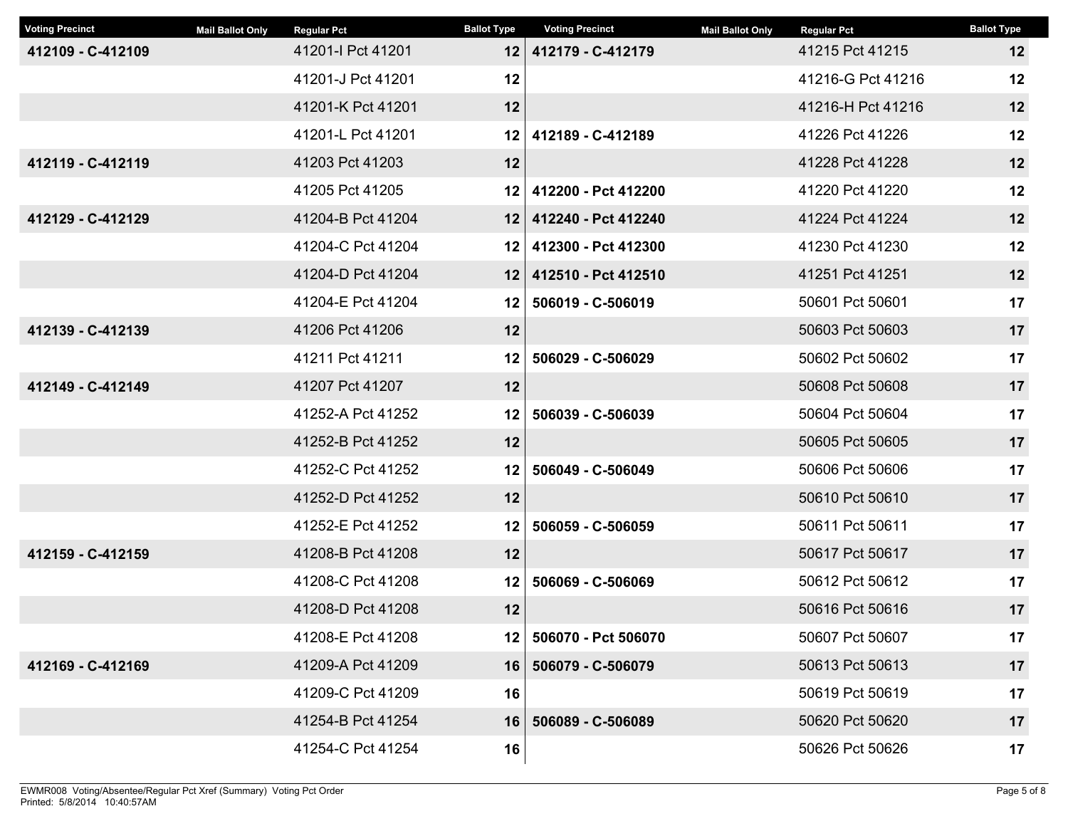| Voting Precinct | Mail Ballot Only | Regular Pct | Ballot Type |
|---|---|---|---|
| **412109 - C-412109** | | 41201-I Pct 41201 | **12** |
| | | 41201-J Pct 41201 | **12** |
| | | 41201-K Pct 41201 | **12** |
| | | 41201-L Pct 41201 | **12** |
| **412119 - C-412119** | | 41203 Pct 41203 | **12** |
| | | 41205 Pct 41205 | **12** |
| **412129 - C-412129** | | 41204-B Pct 41204 | **12** |
| | | 41204-C Pct 41204 | **12** |
| | | 41204-D Pct 41204 | **12** |
| | | 41204-E Pct 41204 | **12** |
| **412139 - C-412139** | | 41206 Pct 41206 | **12** |
| | | 41211 Pct 41211 | **12** |
| **412149 - C-412149** | | 41207 Pct 41207 | **12** |
| | | 41252-A Pct 41252 | **12** |
| | | 41252-B Pct 41252 | **12** |
| | | 41252-C Pct 41252 | **12** |
| | | 41252-D Pct 41252 | **12** |
| | | 41252-E Pct 41252 | **12** |
| **412159 - C-412159** | | 41208-B Pct 41208 | **12** |
| | | 41208-C Pct 41208 | **12** |
| | | 41208-D Pct 41208 | **12** |
| | | 41208-E Pct 41208 | **12** |
| **412169 - C-412169** | | 41209-A Pct 41209 | **16** |
| | | 41209-C Pct 41209 | **16** |
| | | 41254-B Pct 41254 | **16** |
| | | 41254-C Pct 41254 | **16** |
| **412179 - C-412179** | | 41215 Pct 41215 | **12** |
| | | 41216-G Pct 41216 | **12** |
| | | 41216-H Pct 41216 | **12** |
| **412189 - C-412189** | | 41226 Pct 41226 | **12** |
| | | 41228 Pct 41228 | **12** |
| **412200 - Pct 412200** | | 41220 Pct 41220 | **12** |
| **412240 - Pct 412240** | | 41224 Pct 41224 | **12** |
| **412300 - Pct 412300** | | 41230 Pct 41230 | **12** |
| **412510 - Pct 412510** | | 41251 Pct 41251 | **12** |
| **506019 - C-506019** | | 50601 Pct 50601 | **17** |
| | | 50603 Pct 50603 | **17** |
| **506029 - C-506029** | | 50602 Pct 50602 | **17** |
| | | 50608 Pct 50608 | **17** |
| **506039 - C-506039** | | 50604 Pct 50604 | **17** |
| | | 50605 Pct 50605 | **17** |
| **506049 - C-506049** | | 50606 Pct 50606 | **17** |
| | | 50610 Pct 50610 | **17** |
| **506059 - C-506059** | | 50611 Pct 50611 | **17** |
| | | 50617 Pct 50617 | **17** |
| **506069 - C-506069** | | 50612 Pct 50612 | **17** |
| | | 50616 Pct 50616 | **17** |
| **506070 - Pct 506070** | | 50607 Pct 50607 | **17** |
| **506079 - C-506079** | | 50613 Pct 50613 | **17** |
| | | 50619 Pct 50619 | **17** |
| **506089 - C-506089** | | 50620 Pct 50620 | **17** |
| | | 50626 Pct 50626 | **17** |

EWMR008 Voting/Absentee/Regular Pct Xref (Summary) Voting Pct Order
Printed: 5/8/2014 10:40:57AM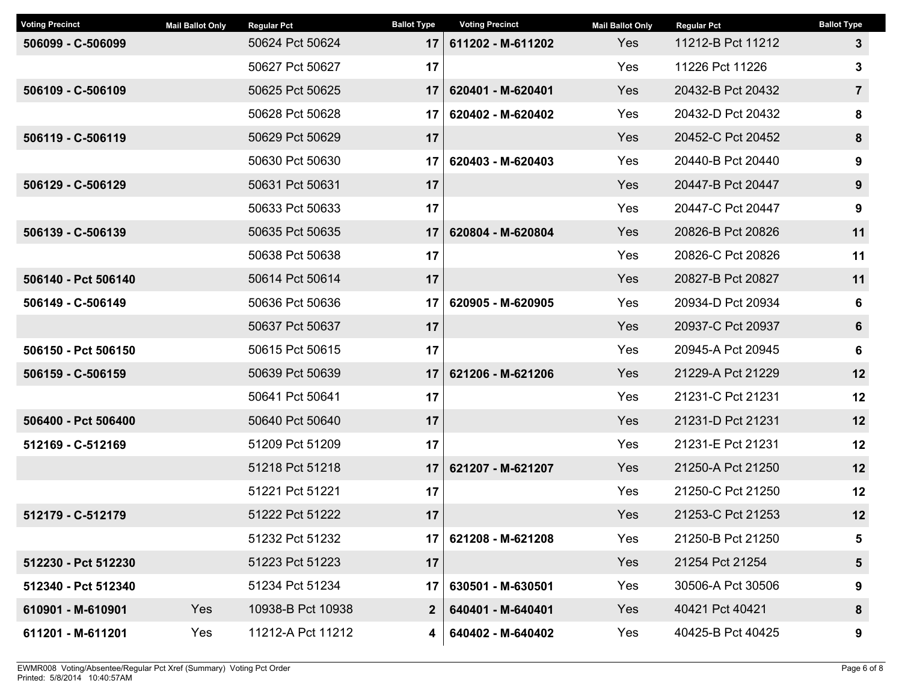| Voting Precinct | Mail Ballot Only | Regular Pct | Ballot Type | Voting Precinct | Mail Ballot Only | Regular Pct | Ballot Type |
|---|---|---|---|---|---|---|---|
| **506099 - C-506099** | | 50624 Pct 50624 | **17** | **611202 - M-611202** | Yes | 11212-B Pct 11212 | **3** |
| | | 50627 Pct 50627 | **17** | | Yes | 11226 Pct 11226 | **3** |
| **506109 - C-506109** | | 50625 Pct 50625 | **17** | **620401 - M-620401** | Yes | 20432-B Pct 20432 | **7** |
| | | 50628 Pct 50628 | **17** | **620402 - M-620402** | Yes | 20432-D Pct 20432 | **8** |
| **506119 - C-506119** | | 50629 Pct 50629 | **17** | | Yes | 20452-C Pct 20452 | **8** |
| | | 50630 Pct 50630 | **17** | **620403 - M-620403** | Yes | 20440-B Pct 20440 | **9** |
| **506129 - C-506129** | | 50631 Pct 50631 | **17** | | Yes | 20447-B Pct 20447 | **9** |
| | | 50633 Pct 50633 | **17** | | Yes | 20447-C Pct 20447 | **9** |
| **506139 - C-506139** | | 50635 Pct 50635 | **17** | **620804 - M-620804** | Yes | 20826-B Pct 20826 | **11** |
| | | 50638 Pct 50638 | **17** | | Yes | 20826-C Pct 20826 | **11** |
| **506140 - Pct 506140** | | 50614 Pct 50614 | **17** | | Yes | 20827-B Pct 20827 | **11** |
| **506149 - C-506149** | | 50636 Pct 50636 | **17** | **620905 - M-620905** | Yes | 20934-D Pct 20934 | **6** |
| | | 50637 Pct 50637 | **17** | | Yes | 20937-C Pct 20937 | **6** |
| **506150 - Pct 506150** | | 50615 Pct 50615 | **17** | | Yes | 20945-A Pct 20945 | **6** |
| **506159 - C-506159** | | 50639 Pct 50639 | **17** | **621206 - M-621206** | Yes | 21229-A Pct 21229 | **12** |
| | | 50641 Pct 50641 | **17** | | Yes | 21231-C Pct 21231 | **12** |
| **506400 - Pct 506400** | | 50640 Pct 50640 | **17** | | Yes | 21231-D Pct 21231 | **12** |
| **512169 - C-512169** | | 51209 Pct 51209 | **17** | | Yes | 21231-E Pct 21231 | **12** |
| | | 51218 Pct 51218 | **17** | **621207 - M-621207** | Yes | 21250-A Pct 21250 | **12** |
| | | 51221 Pct 51221 | **17** | | Yes | 21250-C Pct 21250 | **12** |
| **512179 - C-512179** | | 51222 Pct 51222 | **17** | | Yes | 21253-C Pct 21253 | **12** |
| | | 51232 Pct 51232 | **17** | **621208 - M-621208** | Yes | 21250-B Pct 21250 | **5** |
| **512230 - Pct 512230** | | 51223 Pct 51223 | **17** | | Yes | 21254 Pct 21254 | **5** |
| **512340 - Pct 512340** | | 51234 Pct 51234 | **17** | **630501 - M-630501** | Yes | 30506-A Pct 30506 | **9** |
| **610901 - M-610901** | Yes | 10938-B Pct 10938 | **2** | **640401 - M-640401** | Yes | 40421 Pct 40421 | **8** |
| **611201 - M-611201** | Yes | 11212-A Pct 11212 | **4** | **640402 - M-640402** | Yes | 40425-B Pct 40425 | **9** |

EWMR008 Voting/Absentee/Regular Pct Xref (Summary) Voting Pct Order
Printed: 5/8/2014 10:40:57AM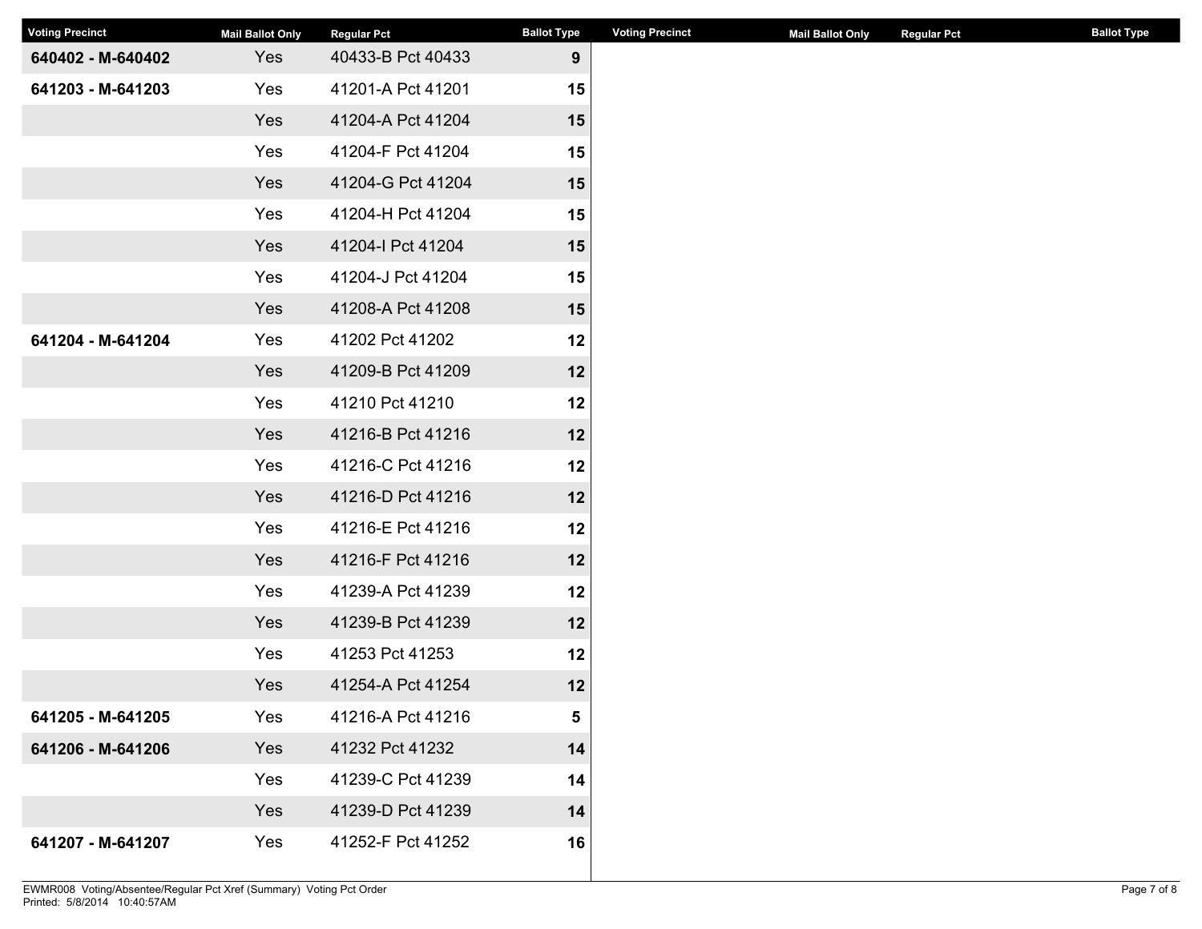| Voting Precinct | Mail Ballot Only | Regular Pct | Ballot Type |
|---|---|---|---|
| 640402 - M-640402 | Yes | 40433-B Pct 40433 | 9 |
| 641203 - M-641203 | Yes | 41201-A Pct 41201 | 15 |
| | Yes | 41204-A Pct 41204 | 15 |
| | Yes | 41204-F Pct 41204 | 15 |
| | Yes | 41204-G Pct 41204 | 15 |
| | Yes | 41204-H Pct 41204 | 15 |
| | Yes | 41204-I Pct 41204 | 15 |
| | Yes | 41204-J Pct 41204 | 15 |
| | Yes | 41208-A Pct 41208 | 15 |
| 641204 - M-641204 | Yes | 41202 Pct 41202 | 12 |
| | Yes | 41209-B Pct 41209 | 12 |
| | Yes | 41210 Pct 41210 | 12 |
| | Yes | 41216-B Pct 41216 | 12 |
| | Yes | 41216-C Pct 41216 | 12 |
| | Yes | 41216-D Pct 41216 | 12 |
| | Yes | 41216-E Pct 41216 | 12 |
| | Yes | 41216-F Pct 41216 | 12 |
| | Yes | 41239-A Pct 41239 | 12 |
| | Yes | 41239-B Pct 41239 | 12 |
| | Yes | 41253 Pct 41253 | 12 |
| | Yes | 41254-A Pct 41254 | 12 |
| 641205 - M-641205 | Yes | 41216-A Pct 41216 | 5 |
| 641206 - M-641206 | Yes | 41232 Pct 41232 | 14 |
| | Yes | 41239-C Pct 41239 | 14 |
| | Yes | 41239-D Pct 41239 | 14 |
| 641207 - M-641207 | Yes | 41252-F Pct 41252 | 16 |

EWMR008 Voting/Absentee/Regular Pct Xref (Summary) Voting Pct Order
Printed: 5/8/2014 10:40:57AM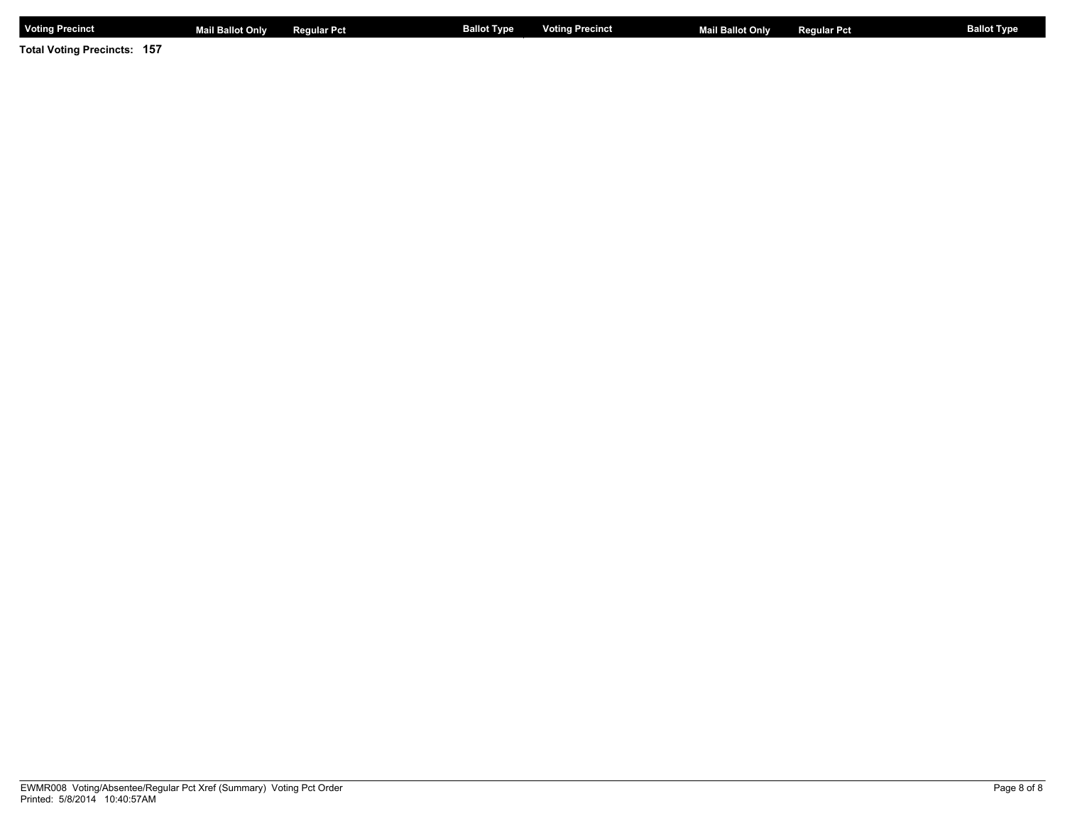| Voting Precinct | Mail Ballot Only | Regular Pct | Ballot Type | Voting Precinct | Mail Ballot Only | Regular Pct | Ballot Type |
|---|---|---|---|---|---|---|---|

**Total Voting Precincts: 157**